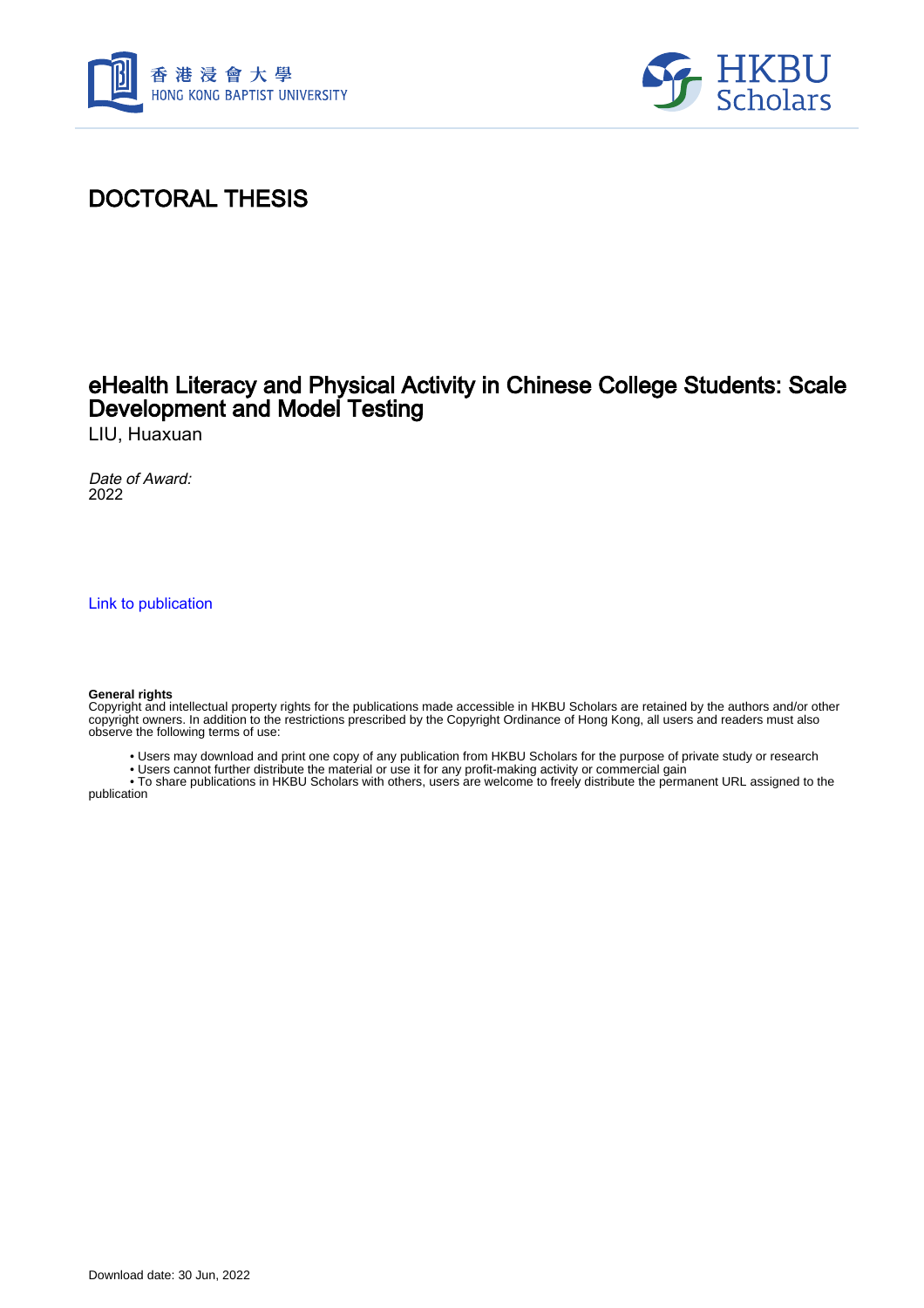# DOCTORAL THESIS

## eHealth Literacy and Physical Activity in Chinese College Students: Scale Development and Model Testing

LIU, Huaxuan

*Date of Award:*
2022

Link to publication

**General rights**
Copyright and intellectual property rights for the publications made accessible in HKBU Scholars are retained by the authors and/or other copyright owners. In addition to the restrictions prescribed by the Copyright Ordinance of Hong Kong, all users and readers must also observe the following terms of use:

- Users may download and print one copy of any publication from HKBU Scholars for the purpose of private study or research
- Users cannot further distribute the material or use it for any profit-making activity or commercial gain
- To share publications in HKBU Scholars with others, users are welcome to freely distribute the permanent URL assigned to the publication

Download date: 30 Jun, 2022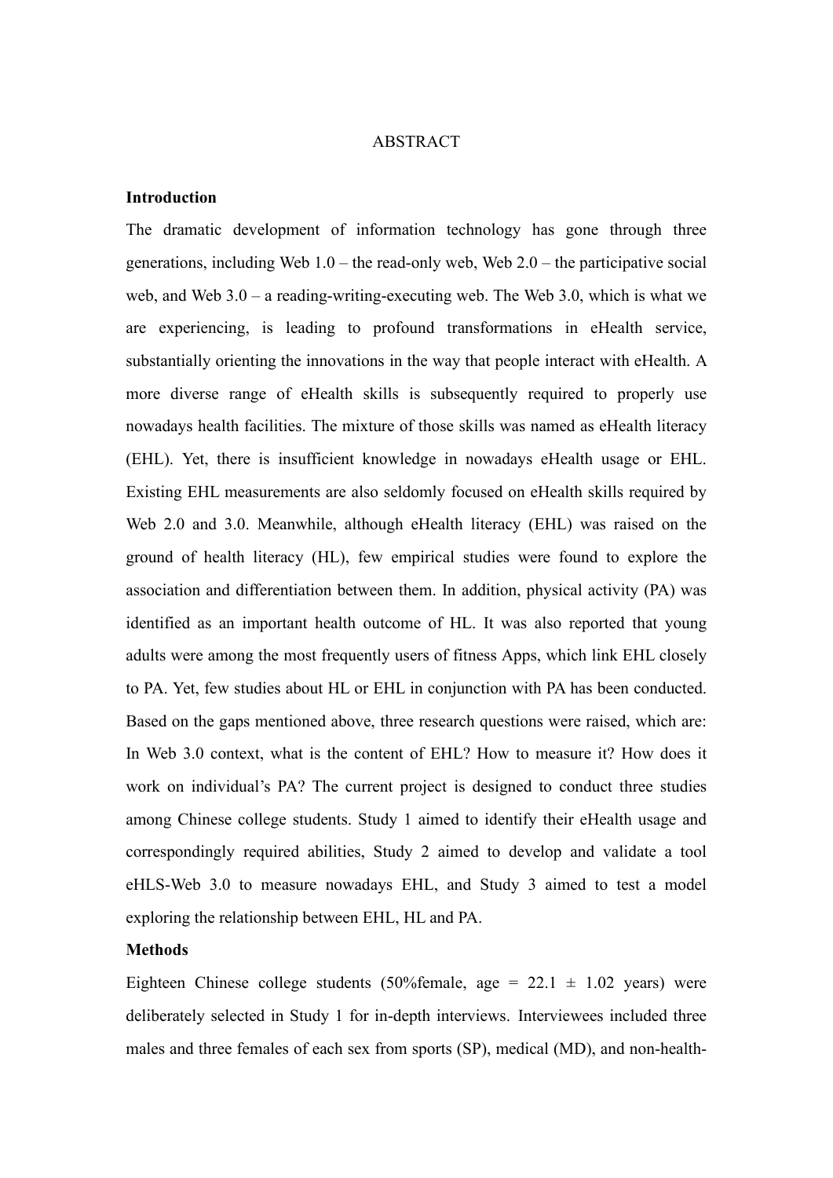# ABSTRACT

**Introduction**

The dramatic development of information technology has gone through three generations, including Web 1.0 – the read-only web, Web 2.0 – the participative social web, and Web 3.0 – a reading-writing-executing web. The Web 3.0, which is what we are experiencing, is leading to profound transformations in eHealth service, substantially orienting the innovations in the way that people interact with eHealth. A more diverse range of eHealth skills is subsequently required to properly use nowadays health facilities. The mixture of those skills was named as eHealth literacy (EHL). Yet, there is insufficient knowledge in nowadays eHealth usage or EHL. Existing EHL measurements are also seldomly focused on eHealth skills required by Web 2.0 and 3.0. Meanwhile, although eHealth literacy (EHL) was raised on the ground of health literacy (HL), few empirical studies were found to explore the association and differentiation between them. In addition, physical activity (PA) was identified as an important health outcome of HL. It was also reported that young adults were among the most frequently users of fitness Apps, which link EHL closely to PA. Yet, few studies about HL or EHL in conjunction with PA has been conducted. Based on the gaps mentioned above, three research questions were raised, which are: In Web 3.0 context, what is the content of EHL? How to measure it? How does it work on individual's PA? The current project is designed to conduct three studies among Chinese college students. Study 1 aimed to identify their eHealth usage and correspondingly required abilities, Study 2 aimed to develop and validate a tool eHLS-Web 3.0 to measure nowadays EHL, and Study 3 aimed to test a model exploring the relationship between EHL, HL and PA.

**Methods**

Eighteen Chinese college students (50%female, age = 22.1 ± 1.02 years) were deliberately selected in Study 1 for in-depth interviews. Interviewees included three males and three females of each sex from sports (SP), medical (MD), and non-health-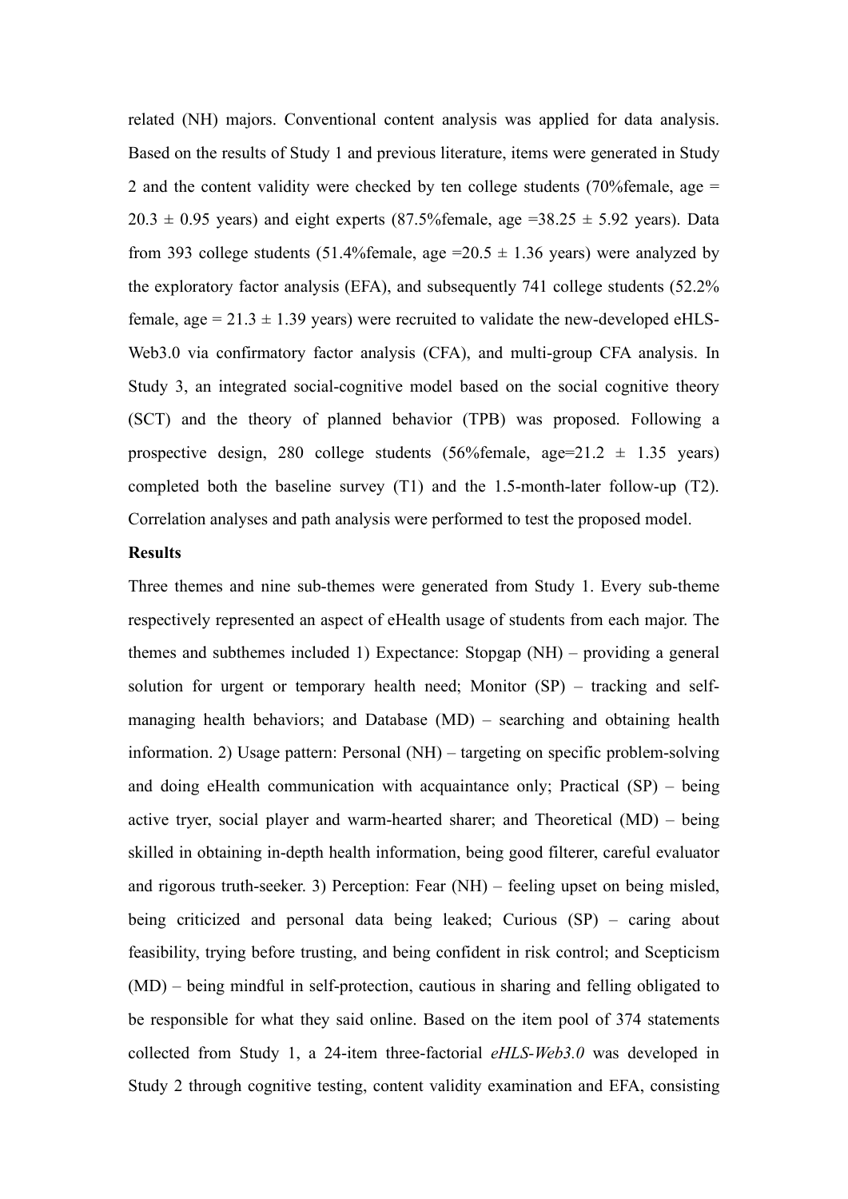related (NH) majors. Conventional content analysis was applied for data analysis. Based on the results of Study 1 and previous literature, items were generated in Study 2 and the content validity were checked by ten college students (70%female, age = 20.3 ± 0.95 years) and eight experts (87.5%female, age =38.25 ± 5.92 years). Data from 393 college students (51.4%female, age =20.5 ± 1.36 years) were analyzed by the exploratory factor analysis (EFA), and subsequently 741 college students (52.2% female, age = 21.3 ± 1.39 years) were recruited to validate the new-developed eHLS-Web3.0 via confirmatory factor analysis (CFA), and multi-group CFA analysis. In Study 3, an integrated social-cognitive model based on the social cognitive theory (SCT) and the theory of planned behavior (TPB) was proposed. Following a prospective design, 280 college students (56%female, age=21.2 ± 1.35 years) completed both the baseline survey (T1) and the 1.5-month-later follow-up (T2). Correlation analyses and path analysis were performed to test the proposed model.

**Results**

Three themes and nine sub-themes were generated from Study 1. Every sub-theme respectively represented an aspect of eHealth usage of students from each major. The themes and subthemes included 1) Expectance: Stopgap (NH) – providing a general solution for urgent or temporary health need; Monitor (SP) – tracking and self-managing health behaviors; and Database (MD) – searching and obtaining health information. 2) Usage pattern: Personal (NH) – targeting on specific problem-solving and doing eHealth communication with acquaintance only; Practical (SP) – being active tryer, social player and warm-hearted sharer; and Theoretical (MD) – being skilled in obtaining in-depth health information, being good filterer, careful evaluator and rigorous truth-seeker. 3) Perception: Fear (NH) – feeling upset on being misled, being criticized and personal data being leaked; Curious (SP) – caring about feasibility, trying before trusting, and being confident in risk control; and Scepticism (MD) – being mindful in self-protection, cautious in sharing and felling obligated to be responsible for what they said online. Based on the item pool of 374 statements collected from Study 1, a 24-item three-factorial *eHLS-Web3.0* was developed in Study 2 through cognitive testing, content validity examination and EFA, consisting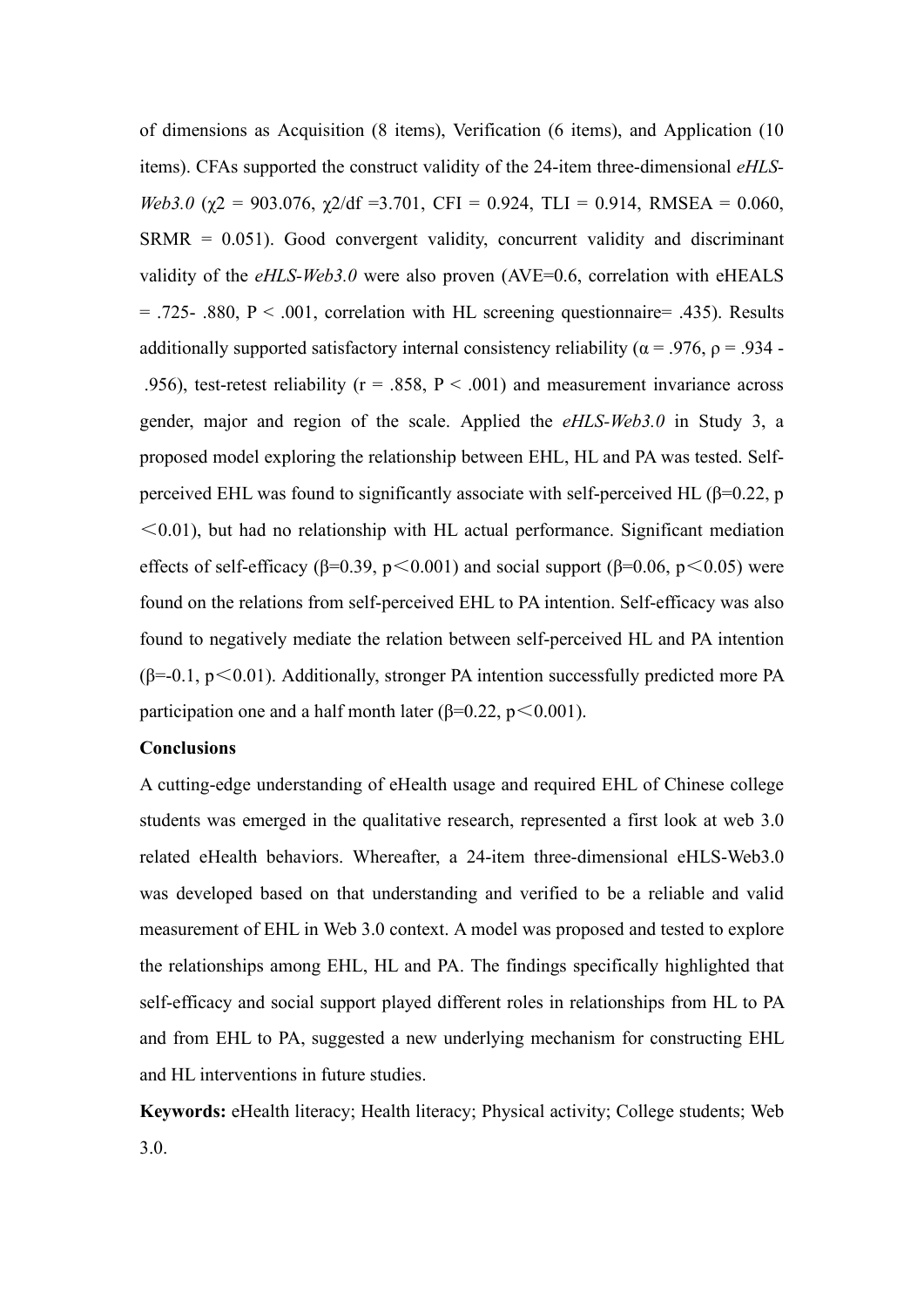of dimensions as Acquisition (8 items), Verification (6 items), and Application (10 items). CFAs supported the construct validity of the 24-item three-dimensional *eHLS-Web3.0* ($\chi2$ = 903.076, $\chi2/df$ =3.701, CFI = 0.924, TLI = 0.914, RMSEA = 0.060, SRMR = 0.051). Good convergent validity, concurrent validity and discriminant validity of the *eHLS-Web3.0* were also proven (AVE=0.6, correlation with eHEALS = .725- .880, $P < .001$, correlation with HL screening questionnaire= .435). Results additionally supported satisfactory internal consistency reliability ($\alpha = .976$, $\rho = .934$ - .956), test-retest reliability ($r = .858$, $P < .001$) and measurement invariance across gender, major and region of the scale. Applied the *eHLS-Web3.0* in Study 3, a proposed model exploring the relationship between EHL, HL and PA was tested. Self-perceived EHL was found to significantly associate with self-perceived HL ($\beta$=0.22, $p < 0.01$), but had no relationship with HL actual performance. Significant mediation effects of self-efficacy ($\beta$=0.39, $p < 0.001$) and social support ($\beta$=0.06, $p < 0.05$) were found on the relations from self-perceived EHL to PA intention. Self-efficacy was also found to negatively mediate the relation between self-perceived HL and PA intention ($\beta$=-0.1, $p < 0.01$). Additionally, stronger PA intention successfully predicted more PA participation one and a half month later ($\beta$=0.22, $p < 0.001$).

**Conclusions**

A cutting-edge understanding of eHealth usage and required EHL of Chinese college students was emerged in the qualitative research, represented a first look at web 3.0 related eHealth behaviors. Whereafter, a 24-item three-dimensional eHLS-Web3.0 was developed based on that understanding and verified to be a reliable and valid measurement of EHL in Web 3.0 context. A model was proposed and tested to explore the relationships among EHL, HL and PA. The findings specifically highlighted that self-efficacy and social support played different roles in relationships from HL to PA and from EHL to PA, suggested a new underlying mechanism for constructing EHL and HL interventions in future studies.

**Keywords:** eHealth literacy; Health literacy; Physical activity; College students; Web 3.0.